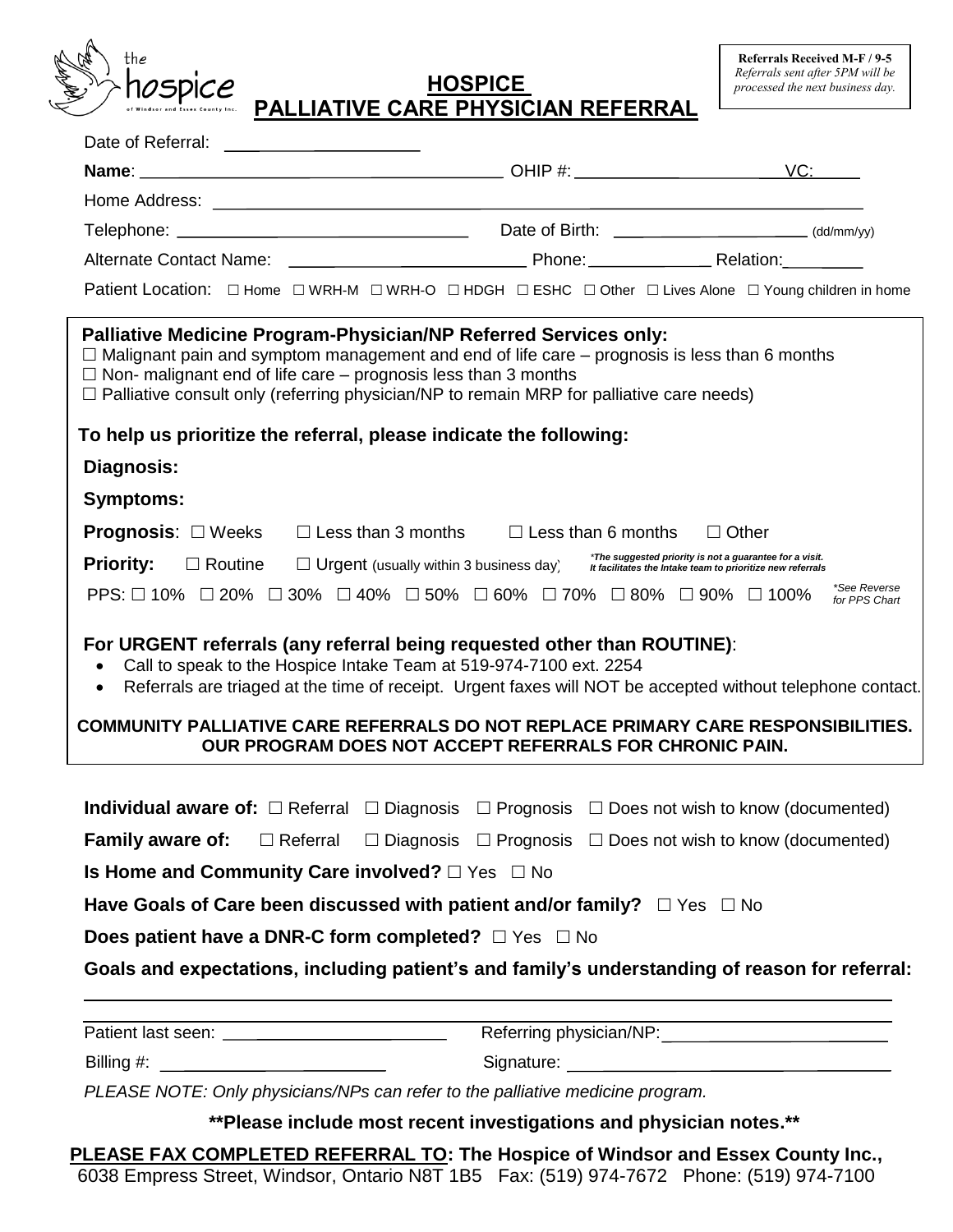the hospice of Windsor and Essex County Inc.

**Referrals Received M-F / 9-5**
*Referrals sent after 5PM will be processed the next business day.*

# HOSPICE PALLIATIVE CARE PHYSICIAN REFERRAL

Date of Referral: ____________________

**Name**: ______________________________ OHIP #: ____________________ VC: _____

Home Address: ____________________________________________________________

Telephone: ______________________________ Date of Birth: ____________________ (dd/mm/yy)

Alternate Contact Name: ________________________ Phone: ____________ Relation: ________

Patient Location: ☐ Home ☐ WRH-M ☐ WRH-O ☐ HDGH ☐ ESHC ☐ Other ☐ Lives Alone ☐ Young children in home

**Palliative Medicine Program-Physician/NP Referred Services only:**

☐ Malignant pain and symptom management and end of life care – prognosis is less than 6 months
☐ Non- malignant end of life care – prognosis less than 3 months
☐ Palliative consult only (referring physician/NP to remain MRP for palliative care needs)

**To help us prioritize the referral, please indicate the following:**

**Diagnosis:**

**Symptoms:**

**Prognosis**: ☐ Weeks ☐ Less than 3 months ☐ Less than 6 months ☐ Other

**Priority:** ☐ Routine ☐ Urgent (usually within 3 business day) ***The suggested priority is not a guarantee for a visit. It facilitates the Intake team to prioritize new referrals***

PPS: ☐ 10% ☐ 20% ☐ 30% ☐ 40% ☐ 50% ☐ 60% ☐ 70% ☐ 80% ☐ 90% ☐ 100% *\*See Reverse for PPS Chart*

**For URGENT referrals (any referral being requested other than ROUTINE)**:

- Call to speak to the Hospice Intake Team at 519-974-7100 ext. 2254
- Referrals are triaged at the time of receipt. Urgent faxes will NOT be accepted without telephone contact.

**COMMUNITY PALLIATIVE CARE REFERRALS DO NOT REPLACE PRIMARY CARE RESPONSIBILITIES. OUR PROGRAM DOES NOT ACCEPT REFERRALS FOR CHRONIC PAIN.**

**Individual aware of:** ☐ Referral ☐ Diagnosis ☐ Prognosis ☐ Does not wish to know (documented)

**Family aware of:** ☐ Referral ☐ Diagnosis ☐ Prognosis ☐ Does not wish to know (documented)

**Is Home and Community Care involved?** ☐ Yes ☐ No

**Have Goals of Care been discussed with patient and/or family?** ☐ Yes ☐ No

**Does patient have a DNR-C form completed?** ☐ Yes ☐ No

**Goals and expectations, including patient's and family's understanding of reason for referral:**

____________________________________________________________

____________________________________________________________

Patient last seen: ____________________ Referring physician/NP: ____________________

Billing #: ____________________ Signature: ______________________________

*PLEASE NOTE: Only physicians/NPs can refer to the palliative medicine program.*

**\*\*Please include most recent investigations and physician notes.\*\***

**PLEASE FAX COMPLETED REFERRAL TO: The Hospice of Windsor and Essex County Inc.,**
6038 Empress Street, Windsor, Ontario N8T 1B5 Fax: (519) 974-7672 Phone: (519) 974-7100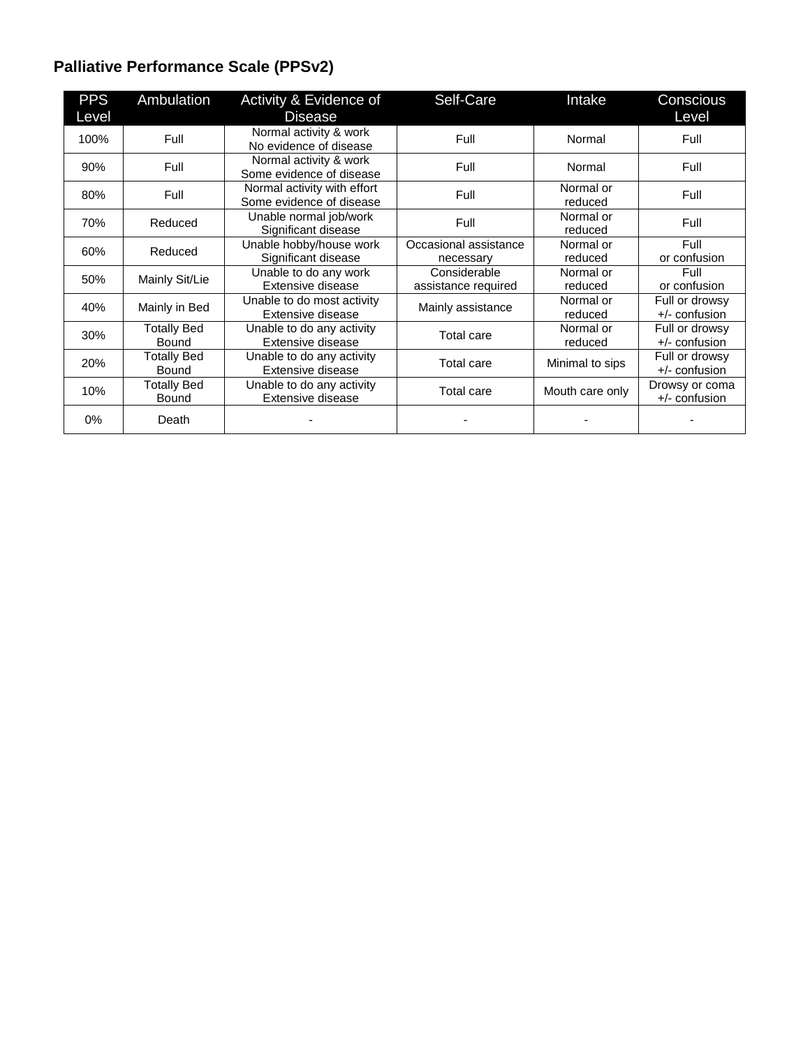## Palliative Performance Scale (PPSv2)

| PPS Level | Ambulation | Activity & Evidence of Disease | Self-Care | Intake | Conscious Level |
|---|---|---|---|---|---|
| 100% | Full | Normal activity & work<br>No evidence of disease | Full | Normal | Full |
| 90% | Full | Normal activity & work<br>Some evidence of disease | Full | Normal | Full |
| 80% | Full | Normal activity with effort<br>Some evidence of disease | Full | Normal or reduced | Full |
| 70% | Reduced | Unable normal job/work<br>Significant disease | Full | Normal or reduced | Full |
| 60% | Reduced | Unable hobby/house work<br>Significant disease | Occasional assistance necessary | Normal or reduced | Full or confusion |
| 50% | Mainly Sit/Lie | Unable to do any work<br>Extensive disease | Considerable assistance required | Normal or reduced | Full or confusion |
| 40% | Mainly in Bed | Unable to do most activity<br>Extensive disease | Mainly assistance | Normal or reduced | Full or drowsy +/- confusion |
| 30% | Totally Bed Bound | Unable to do any activity<br>Extensive disease | Total care | Normal or reduced | Full or drowsy +/- confusion |
| 20% | Totally Bed Bound | Unable to do any activity<br>Extensive disease | Total care | Minimal to sips | Full or drowsy +/- confusion |
| 10% | Totally Bed Bound | Unable to do any activity<br>Extensive disease | Total care | Mouth care only | Drowsy or coma +/- confusion |
| 0% | Death | - | - | - | - |